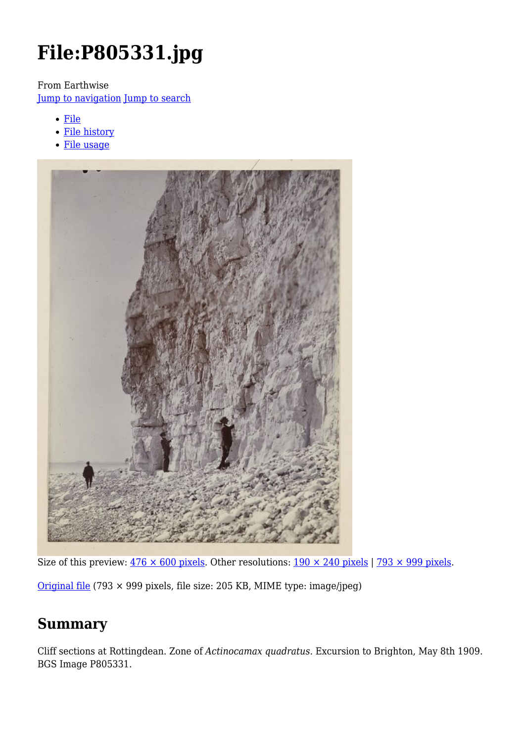# File:P805331.jpg

From Earthwise
Jump to navigation Jump to search

- File
- File history
- File usage

Size of this preview: 476 × 600 pixels. Other resolutions: 190 × 240 pixels | 793 × 999 pixels.

Original file (793 × 999 pixels, file size: 205 KB, MIME type: image/jpeg)

## Summary

Cliff sections at Rottingdean. Zone of *Actinocamax quadratus*. Excursion to Brighton, May 8th 1909. BGS Image P805331.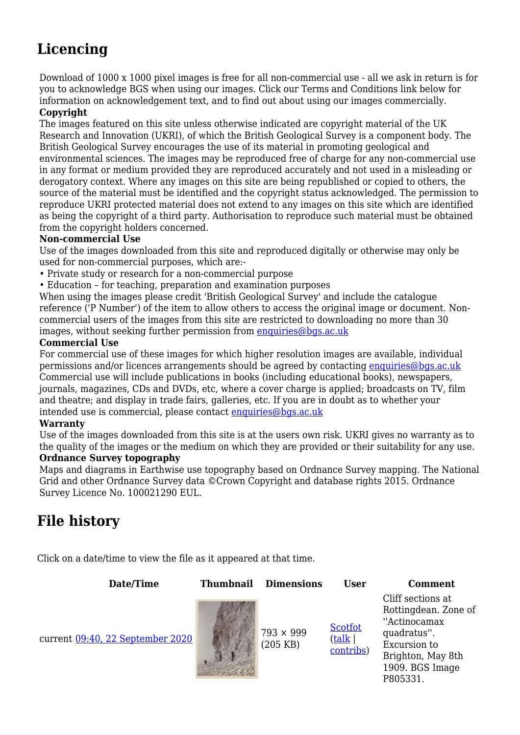## Licencing

Download of 1000 x 1000 pixel images is free for all non-commercial use - all we ask in return is for you to acknowledge BGS when using our images. Click our Terms and Conditions link below for information on acknowledgement text, and to find out about using our images commercially.

**Copyright**

The images featured on this site unless otherwise indicated are copyright material of the UK Research and Innovation (UKRI), of which the British Geological Survey is a component body. The British Geological Survey encourages the use of its material in promoting geological and environmental sciences. The images may be reproduced free of charge for any non-commercial use in any format or medium provided they are reproduced accurately and not used in a misleading or derogatory context. Where any images on this site are being republished or copied to others, the source of the material must be identified and the copyright status acknowledged. The permission to reproduce UKRI protected material does not extend to any images on this site which are identified as being the copyright of a third party. Authorisation to reproduce such material must be obtained from the copyright holders concerned.

**Non-commercial Use**

Use of the images downloaded from this site and reproduced digitally or otherwise may only be used for non-commercial purposes, which are:-

- Private study or research for a non-commercial purpose
- Education – for teaching, preparation and examination purposes

When using the images please credit 'British Geological Survey' and include the catalogue reference ('P Number') of the item to allow others to access the original image or document. Non-commercial users of the images from this site are restricted to downloading no more than 30 images, without seeking further permission from enquiries@bgs.ac.uk

**Commercial Use**

For commercial use of these images for which higher resolution images are available, individual permissions and/or licences arrangements should be agreed by contacting enquiries@bgs.ac.uk Commercial use will include publications in books (including educational books), newspapers, journals, magazines, CDs and DVDs, etc, where a cover charge is applied; broadcasts on TV, film and theatre; and display in trade fairs, galleries, etc. If you are in doubt as to whether your intended use is commercial, please contact enquiries@bgs.ac.uk

**Warranty**

Use of the images downloaded from this site is at the users own risk. UKRI gives no warranty as to the quality of the images or the medium on which they are provided or their suitability for any use.

**Ordnance Survey topography**

Maps and diagrams in Earthwise use topography based on Ordnance Survey mapping. The National Grid and other Ordnance Survey data ©Crown Copyright and database rights 2015. Ordnance Survey Licence No. 100021290 EUL.

## File history

Click on a date/time to view the file as it appeared at that time.

| Date/Time | Thumbnail | Dimensions | User | Comment |
|---|---|---|---|---|
| current 09:40, 22 September 2020 | | 793 × 999 (205 KB) | Scotfot (talk \| contribs) | Cliff sections at Rottingdean. Zone of ''Actinocamax quadratus''. Excursion to Brighton, May 8th 1909. BGS Image P805331. |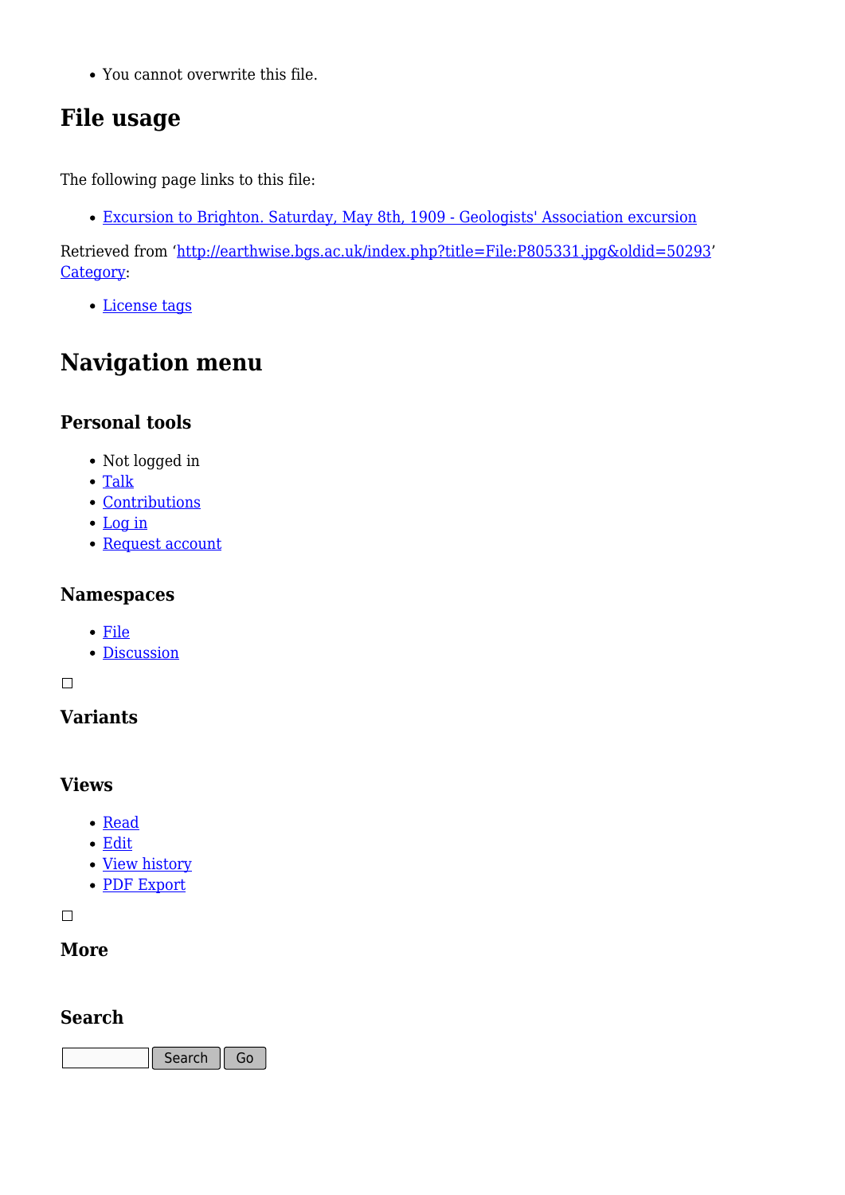- You cannot overwrite this file.

## File usage

The following page links to this file:

- Excursion to Brighton. Saturday, May 8th, 1909 - Geologists' Association excursion

Retrieved from 'http://earthwise.bgs.ac.uk/index.php?title=File:P805331.jpg&oldid=50293'
Category:

- License tags

## Navigation menu

### Personal tools

- Not logged in
- Talk
- Contributions
- Log in
- Request account

### Namespaces

- File
- Discussion

### Variants

### Views

- Read
- Edit
- View history
- PDF Export

### More

### Search

Search Go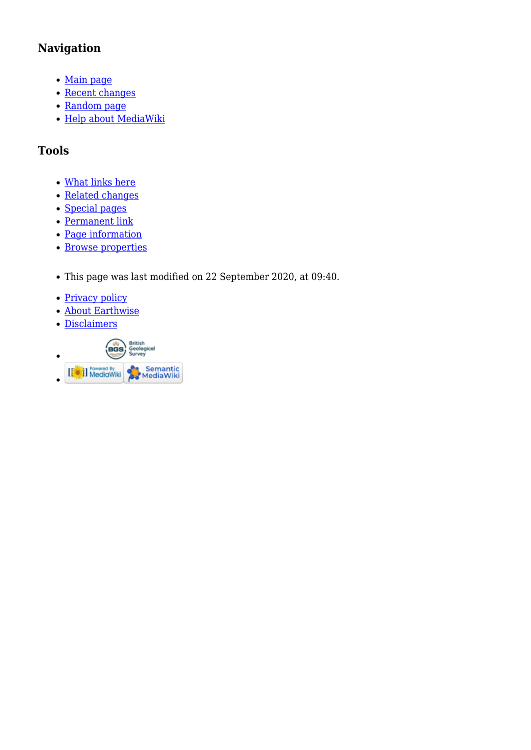### Navigation

- Main page
- Recent changes
- Random page
- Help about MediaWiki

### Tools

- What links here
- Related changes
- Special pages
- Permanent link
- Page information
- Browse properties

- This page was last modified on 22 September 2020, at 09:40.

- Privacy policy
- About Earthwise
- Disclaimers